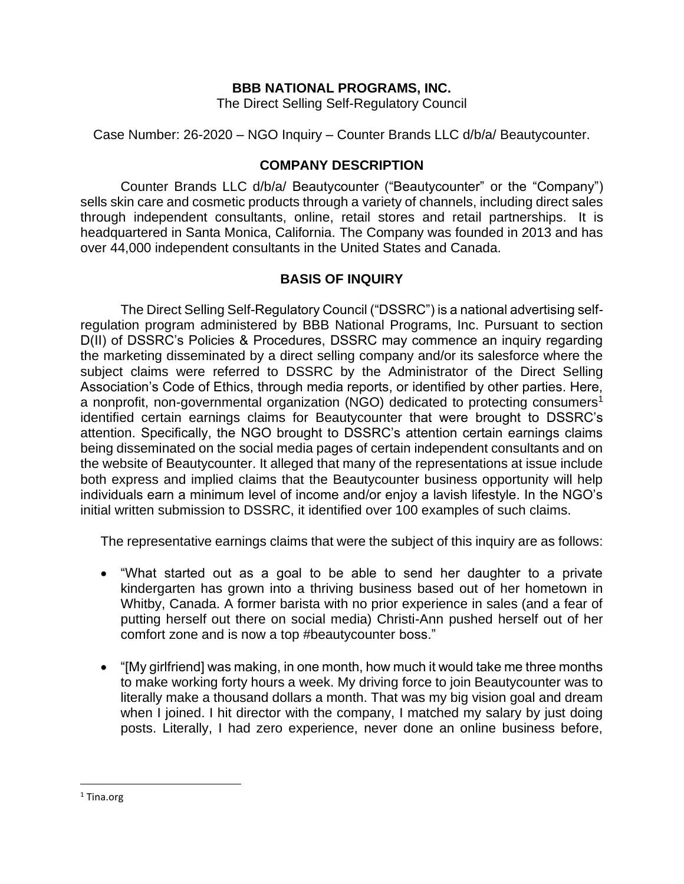# BBB NATIONAL PROGRAMS, INC.

The Direct Selling Self-Regulatory Council

Case Number: 26-2020 – NGO Inquiry – Counter Brands LLC d/b/a/ Beautycounter.

## COMPANY DESCRIPTION

Counter Brands LLC d/b/a/ Beautycounter ("Beautycounter" or the "Company") sells skin care and cosmetic products through a variety of channels, including direct sales through independent consultants, online, retail stores and retail partnerships. It is headquartered in Santa Monica, California. The Company was founded in 2013 and has over 44,000 independent consultants in the United States and Canada.

## BASIS OF INQUIRY

The Direct Selling Self-Regulatory Council ("DSSRC") is a national advertising self-regulation program administered by BBB National Programs, Inc. Pursuant to section D(II) of DSSRC's Policies & Procedures, DSSRC may commence an inquiry regarding the marketing disseminated by a direct selling company and/or its salesforce where the subject claims were referred to DSSRC by the Administrator of the Direct Selling Association's Code of Ethics, through media reports, or identified by other parties. Here, a nonprofit, non-governmental organization (NGO) dedicated to protecting consumers[1] identified certain earnings claims for Beautycounter that were brought to DSSRC's attention. Specifically, the NGO brought to DSSRC's attention certain earnings claims being disseminated on the social media pages of certain independent consultants and on the website of Beautycounter. It alleged that many of the representations at issue include both express and implied claims that the Beautycounter business opportunity will help individuals earn a minimum level of income and/or enjoy a lavish lifestyle. In the NGO's initial written submission to DSSRC, it identified over 100 examples of such claims.

The representative earnings claims that were the subject of this inquiry are as follows:

- "What started out as a goal to be able to send her daughter to a private kindergarten has grown into a thriving business based out of her hometown in Whitby, Canada. A former barista with no prior experience in sales (and a fear of putting herself out there on social media) Christi-Ann pushed herself out of her comfort zone and is now a top #beautycounter boss."

- "[My girlfriend] was making, in one month, how much it would take me three months to make working forty hours a week. My driving force to join Beautycounter was to literally make a thousand dollars a month. That was my big vision goal and dream when I joined. I hit director with the company, I matched my salary by just doing posts. Literally, I had zero experience, never done an online business before,

---

[1] Tina.org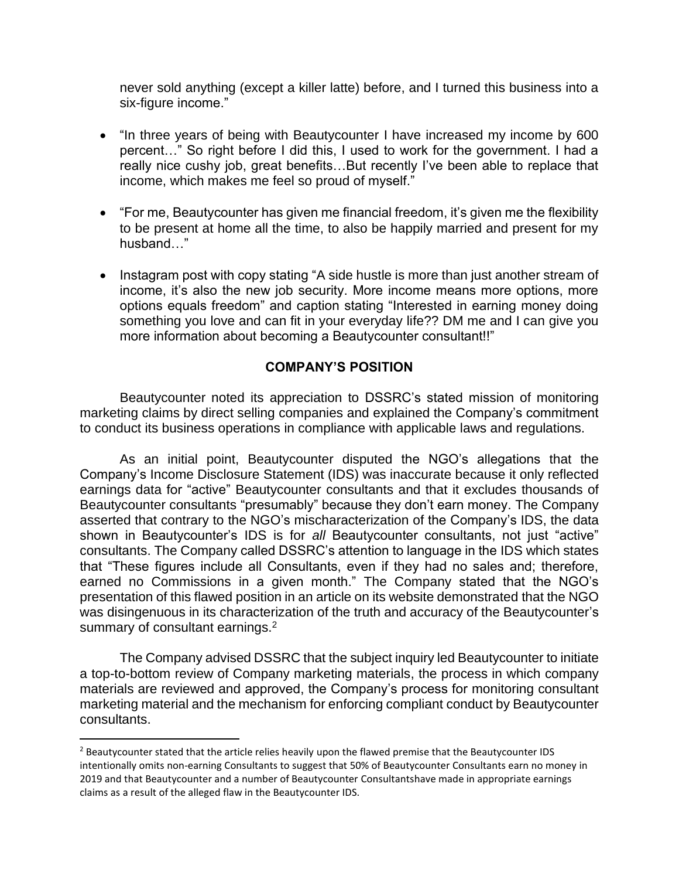never sold anything (except a killer latte) before, and I turned this business into a six-figure income."

- "In three years of being with Beautycounter I have increased my income by 600 percent…" So right before I did this, I used to work for the government. I had a really nice cushy job, great benefits…But recently I've been able to replace that income, which makes me feel so proud of myself."
- "For me, Beautycounter has given me financial freedom, it's given me the flexibility to be present at home all the time, to also be happily married and present for my husband…"
- Instagram post with copy stating "A side hustle is more than just another stream of income, it's also the new job security. More income means more options, more options equals freedom" and caption stating "Interested in earning money doing something you love and can fit in your everyday life?? DM me and I can give you more information about becoming a Beautycounter consultant!!"

## COMPANY'S POSITION

Beautycounter noted its appreciation to DSSRC's stated mission of monitoring marketing claims by direct selling companies and explained the Company's commitment to conduct its business operations in compliance with applicable laws and regulations.

As an initial point, Beautycounter disputed the NGO's allegations that the Company's Income Disclosure Statement (IDS) was inaccurate because it only reflected earnings data for "active" Beautycounter consultants and that it excludes thousands of Beautycounter consultants "presumably" because they don't earn money. The Company asserted that contrary to the NGO's mischaracterization of the Company's IDS, the data shown in Beautycounter's IDS is for *all* Beautycounter consultants, not just "active" consultants. The Company called DSSRC's attention to language in the IDS which states that "These figures include all Consultants, even if they had no sales and; therefore, earned no Commissions in a given month." The Company stated that the NGO's presentation of this flawed position in an article on its website demonstrated that the NGO was disingenuous in its characterization of the truth and accuracy of the Beautycounter's summary of consultant earnings.[2]

The Company advised DSSRC that the subject inquiry led Beautycounter to initiate a top-to-bottom review of Company marketing materials, the process in which company materials are reviewed and approved, the Company's process for monitoring consultant marketing material and the mechanism for enforcing compliant conduct by Beautycounter consultants.

[2] Beautycounter stated that the article relies heavily upon the flawed premise that the Beautycounter IDS intentionally omits non-earning Consultants to suggest that 50% of Beautycounter Consultants earn no money in 2019 and that Beautycounter and a number of Beautycounter Consultantshave made in appropriate earnings claims as a result of the alleged flaw in the Beautycounter IDS.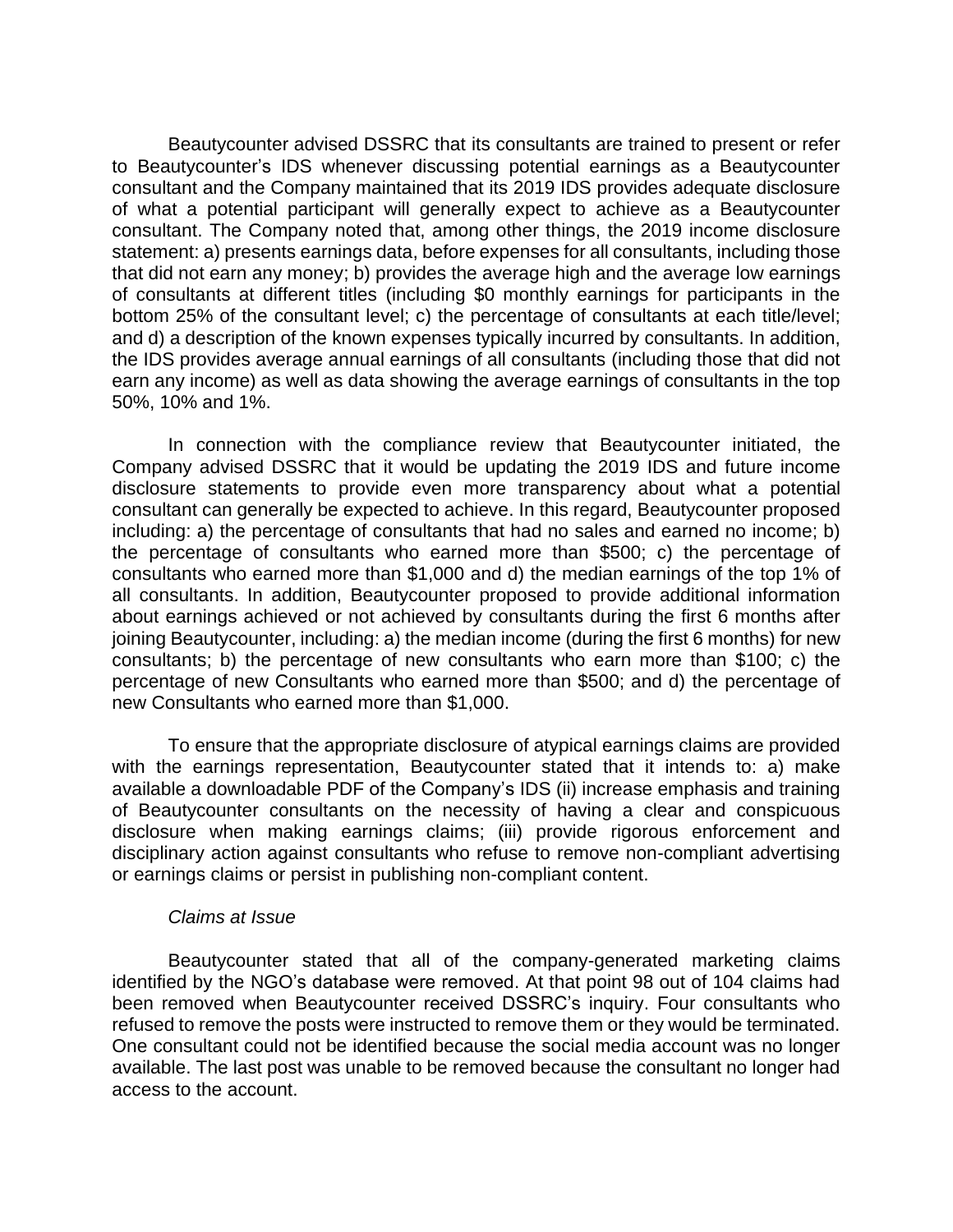Beautycounter advised DSSRC that its consultants are trained to present or refer to Beautycounter's IDS whenever discussing potential earnings as a Beautycounter consultant and the Company maintained that its 2019 IDS provides adequate disclosure of what a potential participant will generally expect to achieve as a Beautycounter consultant. The Company noted that, among other things, the 2019 income disclosure statement: a) presents earnings data, before expenses for all consultants, including those that did not earn any money; b) provides the average high and the average low earnings of consultants at different titles (including $0 monthly earnings for participants in the bottom 25% of the consultant level; c) the percentage of consultants at each title/level; and d) a description of the known expenses typically incurred by consultants. In addition, the IDS provides average annual earnings of all consultants (including those that did not earn any income) as well as data showing the average earnings of consultants in the top 50%, 10% and 1%.

In connection with the compliance review that Beautycounter initiated, the Company advised DSSRC that it would be updating the 2019 IDS and future income disclosure statements to provide even more transparency about what a potential consultant can generally be expected to achieve. In this regard, Beautycounter proposed including: a) the percentage of consultants that had no sales and earned no income; b) the percentage of consultants who earned more than $500; c) the percentage of consultants who earned more than $1,000 and d) the median earnings of the top 1% of all consultants. In addition, Beautycounter proposed to provide additional information about earnings achieved or not achieved by consultants during the first 6 months after joining Beautycounter, including: a) the median income (during the first 6 months) for new consultants; b) the percentage of new consultants who earn more than $100; c) the percentage of new Consultants who earned more than $500; and d) the percentage of new Consultants who earned more than $1,000.

To ensure that the appropriate disclosure of atypical earnings claims are provided with the earnings representation, Beautycounter stated that it intends to: a) make available a downloadable PDF of the Company's IDS (ii) increase emphasis and training of Beautycounter consultants on the necessity of having a clear and conspicuous disclosure when making earnings claims; (iii) provide rigorous enforcement and disciplinary action against consultants who refuse to remove non-compliant advertising or earnings claims or persist in publishing non-compliant content.

*Claims at Issue*

Beautycounter stated that all of the company-generated marketing claims identified by the NGO's database were removed. At that point 98 out of 104 claims had been removed when Beautycounter received DSSRC's inquiry. Four consultants who refused to remove the posts were instructed to remove them or they would be terminated. One consultant could not be identified because the social media account was no longer available. The last post was unable to be removed because the consultant no longer had access to the account.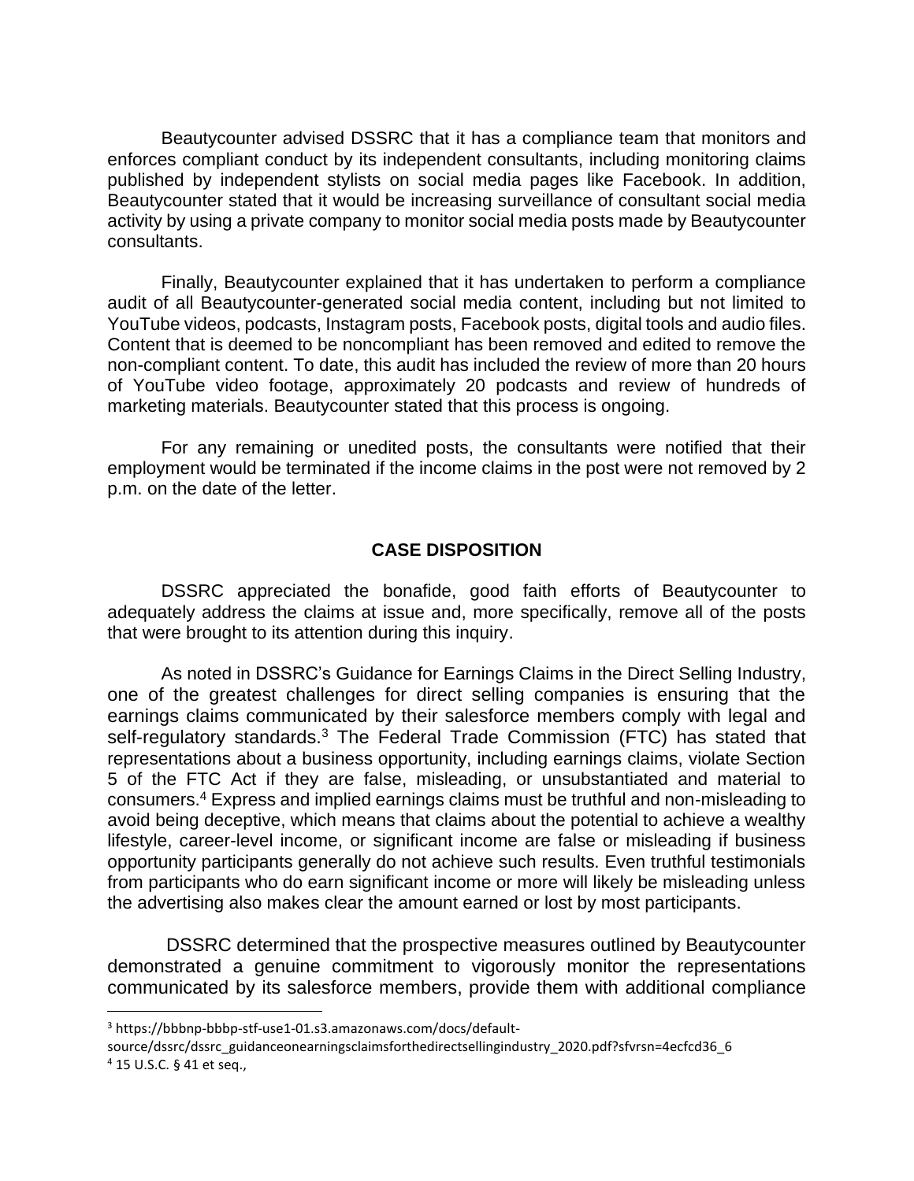Beautycounter advised DSSRC that it has a compliance team that monitors and enforces compliant conduct by its independent consultants, including monitoring claims published by independent stylists on social media pages like Facebook. In addition, Beautycounter stated that it would be increasing surveillance of consultant social media activity by using a private company to monitor social media posts made by Beautycounter consultants.

Finally, Beautycounter explained that it has undertaken to perform a compliance audit of all Beautycounter-generated social media content, including but not limited to YouTube videos, podcasts, Instagram posts, Facebook posts, digital tools and audio files. Content that is deemed to be noncompliant has been removed and edited to remove the non-compliant content. To date, this audit has included the review of more than 20 hours of YouTube video footage, approximately 20 podcasts and review of hundreds of marketing materials. Beautycounter stated that this process is ongoing.

For any remaining or unedited posts, the consultants were notified that their employment would be terminated if the income claims in the post were not removed by 2 p.m. on the date of the letter.

## CASE DISPOSITION

DSSRC appreciated the bonafide, good faith efforts of Beautycounter to adequately address the claims at issue and, more specifically, remove all of the posts that were brought to its attention during this inquiry.

As noted in DSSRC's Guidance for Earnings Claims in the Direct Selling Industry, one of the greatest challenges for direct selling companies is ensuring that the earnings claims communicated by their salesforce members comply with legal and self-regulatory standards.[3] The Federal Trade Commission (FTC) has stated that representations about a business opportunity, including earnings claims, violate Section 5 of the FTC Act if they are false, misleading, or unsubstantiated and material to consumers.[4] Express and implied earnings claims must be truthful and non-misleading to avoid being deceptive, which means that claims about the potential to achieve a wealthy lifestyle, career-level income, or significant income are false or misleading if business opportunity participants generally do not achieve such results. Even truthful testimonials from participants who do earn significant income or more will likely be misleading unless the advertising also makes clear the amount earned or lost by most participants.

DSSRC determined that the prospective measures outlined by Beautycounter demonstrated a genuine commitment to vigorously monitor the representations communicated by its salesforce members, provide them with additional compliance

---

[3] https://bbbnp-bbbp-stf-use1-01.s3.amazonaws.com/docs/default-source/dssrc/dssrc_guidanceonearningsclaimsforthedirectsellingindustry_2020.pdf?sfvrsn=4ecfcd36_6

[4] 15 U.S.C. § 41 et seq.,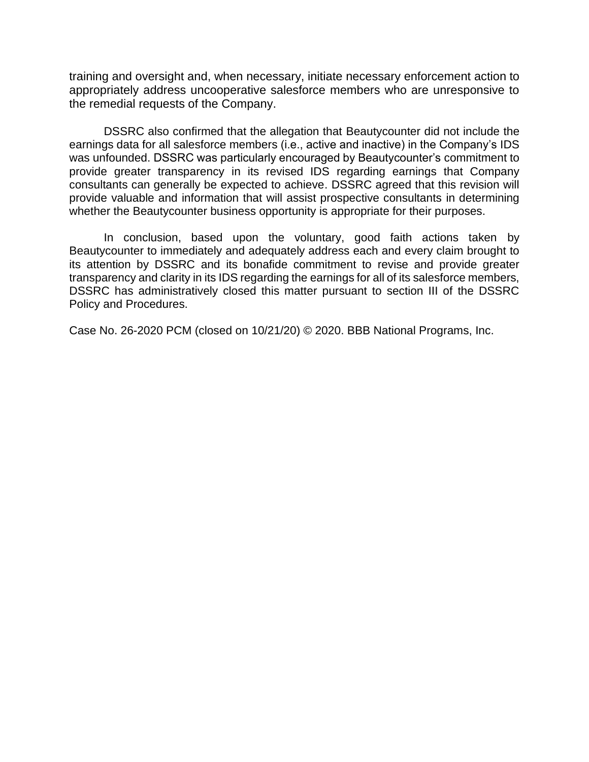training and oversight and, when necessary, initiate necessary enforcement action to appropriately address uncooperative salesforce members who are unresponsive to the remedial requests of the Company.

DSSRC also confirmed that the allegation that Beautycounter did not include the earnings data for all salesforce members (i.e., active and inactive) in the Company's IDS was unfounded. DSSRC was particularly encouraged by Beautycounter's commitment to provide greater transparency in its revised IDS regarding earnings that Company consultants can generally be expected to achieve. DSSRC agreed that this revision will provide valuable and information that will assist prospective consultants in determining whether the Beautycounter business opportunity is appropriate for their purposes.

In conclusion, based upon the voluntary, good faith actions taken by Beautycounter to immediately and adequately address each and every claim brought to its attention by DSSRC and its bonafide commitment to revise and provide greater transparency and clarity in its IDS regarding the earnings for all of its salesforce members, DSSRC has administratively closed this matter pursuant to section III of the DSSRC Policy and Procedures.

Case No. 26-2020 PCM (closed on 10/21/20) © 2020. BBB National Programs, Inc.